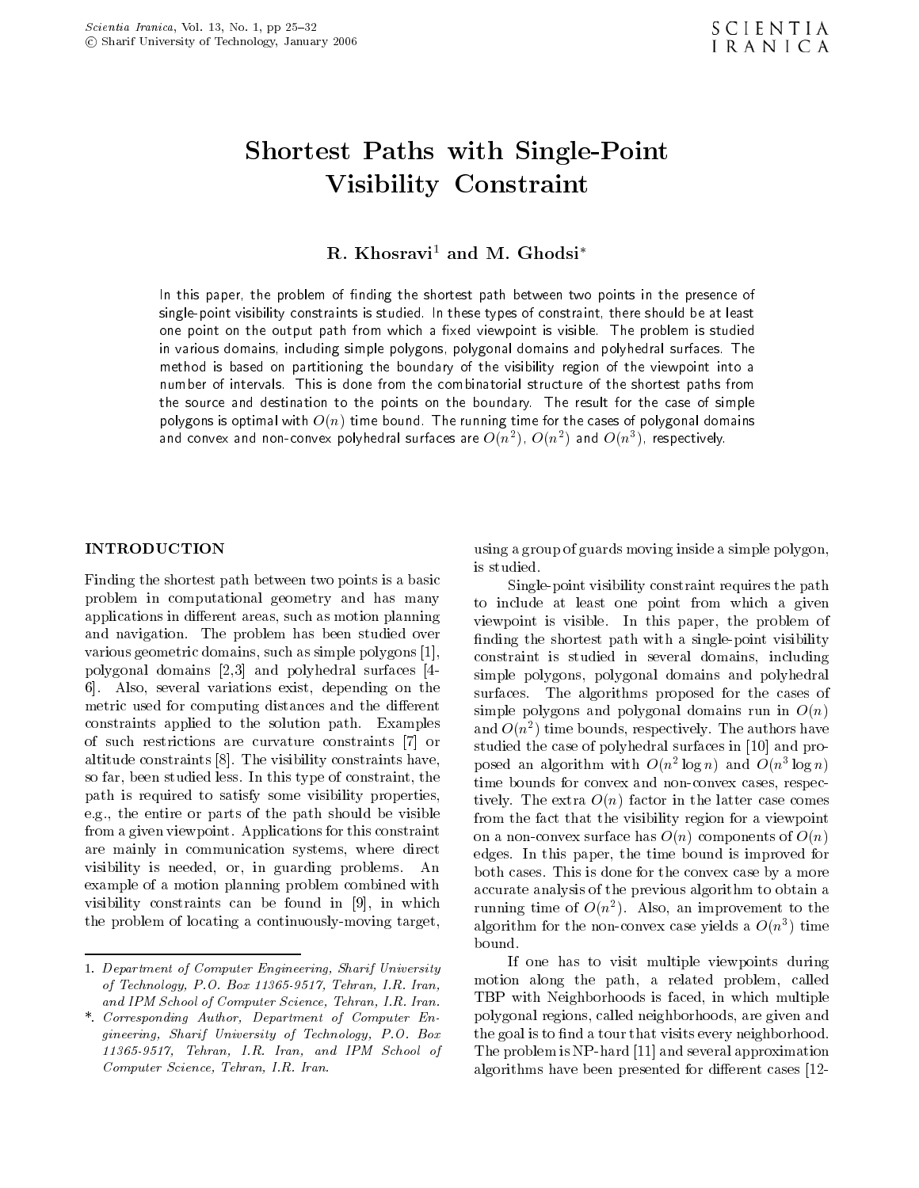# Shortest Paths with Single-Point Visibility Constraint

**R. Khosravi[1] and M. Ghodsi[*]**

In this paper, the problem of finding the shortest path between two points in the presence of single-point visibility constraints is studied. In these types of constraint, there should be at least one point on the output path from which a fixed viewpoint is visible. The problem is studied in various domains, including simple polygons, polygonal domains and polyhedral surfaces. The method is based on partitioning the boundary of the visibility region of the viewpoint into a number of intervals. This is done from the combinatorial structure of the shortest paths from the source and destination to the points on the boundary. The result for the case of simple polygons is optimal with $O(n)$ time bound. The running time for the cases of polygonal domains and convex and non-convex polyhedral surfaces are $O(n^2)$, $O(n^2)$ and $O(n^3)$, respectively.

## INTRODUCTION

Finding the shortest path between two points is a basic problem in computational geometry and has many applications in different areas, such as motion planning and navigation. The problem has been studied over various geometric domains, such as simple polygons [1], polygonal domains [2,3] and polyhedral surfaces [4-6]. Also, several variations exist, depending on the metric used for computing distances and the different constraints applied to the solution path. Examples of such restrictions are curvature constraints [7] or altitude constraints [8]. The visibility constraints have, so far, been studied less. In this type of constraint, the path is required to satisfy some visibility properties, e.g., the entire or parts of the path should be visible from a given viewpoint. Applications for this constraint are mainly in communication systems, where direct visibility is needed, or, in guarding problems. An example of a motion planning problem combined with visibility constraints can be found in [9], in which the problem of locating a continuously-moving target, using a group of guards moving inside a simple polygon, is studied.

Single-point visibility constraint requires the path to include at least one point from which a given viewpoint is visible. In this paper, the problem of finding the shortest path with a single-point visibility constraint is studied in several domains, including simple polygons, polygonal domains and polyhedral surfaces. The algorithms proposed for the cases of simple polygons and polygonal domains run in $O(n)$ and $O(n^2)$ time bounds, respectively. The authors have studied the case of polyhedral surfaces in [10] and proposed an algorithm with $O(n^2 \log n)$ and $O(n^3 \log n)$ time bounds for convex and non-convex cases, respectively. The extra $O(n)$ factor in the latter case comes from the fact that the visibility region for a viewpoint on a non-convex surface has $O(n)$ components of $O(n)$ edges. In this paper, the time bound is improved for both cases. This is done for the convex case by a more accurate analysis of the previous algorithm to obtain a running time of $O(n^2)$. Also, an improvement to the algorithm for the non-convex case yields a $O(n^3)$ time bound.

If one has to visit multiple viewpoints during motion along the path, a related problem, called TBP with Neighborhoods is faced, in which multiple polygonal regions, called neighborhoods, are given and the goal is to find a tour that visits every neighborhood. The problem is NP-hard [11] and several approximation algorithms have been presented for different cases [12-

---

1. *Department of Computer Engineering, Sharif University of Technology, P.O. Box 11365-9517, Tehran, I.R. Iran, and IPM School of Computer Science, Tehran, I.R. Iran.*

\*. *Corresponding Author, Department of Computer Engineering, Sharif University of Technology, P.O. Box 11365-9517, Tehran, I.R. Iran, and IPM School of Computer Science, Tehran, I.R. Iran.*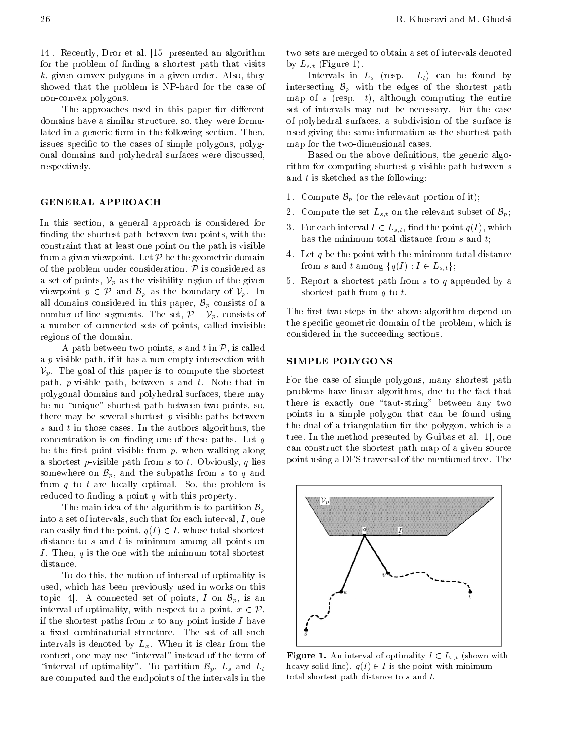14]. Recently, Dror et al. [15] presented an algorithm for the problem of finding a shortest path that visits $k$, given convex polygons in a given order. Also, they showed that the problem is NP-hard for the case of non-convex polygons.

The approaches used in this paper for different domains have a similar structure, so, they were formulated in a generic form in the following section. Then, issues specific to the cases of simple polygons, polygonal domains and polyhedral surfaces were discussed, respectively.

## GENERAL APPROACH

In this section, a general approach is considered for finding the shortest path between two points, with the constraint that at least one point on the path is visible from a given viewpoint. Let $\mathcal{P}$ be the geometric domain of the problem under consideration. $\mathcal{P}$ is considered as a set of points, $\mathcal{V}_p$ as the visibility region of the given viewpoint $p \in \mathcal{P}$ and $\mathcal{B}_p$ as the boundary of $\mathcal{V}_p$. In all domains considered in this paper, $\mathcal{B}_p$ consists of a number of line segments. The set, $\mathcal{P} - \mathcal{V}_p$, consists of a number of connected sets of points, called invisible regions of the domain.

A path between two points, $s$ and $t$ in $\mathcal{P}$, is called a $p$-visible path, if it has a non-empty intersection with $\mathcal{V}_p$. The goal of this paper is to compute the shortest path, $p$-visible path, between $s$ and $t$. Note that in polygonal domains and polyhedral surfaces, there may be no "unique" shortest path between two points, so, there may be several shortest $p$-visible paths between $s$ and $t$ in those cases. In the authors algorithms, the concentration is on finding one of these paths. Let $q$ be the first point visible from $p$, when walking along a shortest $p$-visible path from $s$ to $t$. Obviously, $q$ lies somewhere on $\mathcal{B}_p$, and the subpaths from $s$ to $q$ and from $q$ to $t$ are locally optimal. So, the problem is reduced to finding a point $q$ with this property.

The main idea of the algorithm is to partition $\mathcal{B}_p$ into a set of intervals, such that for each interval, $I$, one can easily find the point, $q(I) \in I$, whose total shortest distance to $s$ and $t$ is minimum among all points on $I$. Then, $q$ is the one with the minimum total shortest distance.

To do this, the notion of interval of optimality is used, which has been previously used in works on this topic [4]. A connected set of points, $I$ on $\mathcal{B}_p$, is an interval of optimality, with respect to a point, $x \in \mathcal{P}$, if the shortest paths from $x$ to any point inside $I$ have a fixed combinatorial structure. The set of all such intervals is denoted by $L_x$. When it is clear from the context, one may use "interval" instead of the term of "interval of optimality". To partition $\mathcal{B}_p$, $L_s$ and $L_t$ are computed and the endpoints of the intervals in the two sets are merged to obtain a set of intervals denoted by $L_{s,t}$ (Figure 1).

Intervals in $L_s$ (resp. $L_t$) can be found by intersecting $\mathcal{B}_p$ with the edges of the shortest path map of $s$ (resp. $t$), although computing the entire set of intervals may not be necessary. For the case of polyhedral surfaces, a subdivision of the surface is used giving the same information as the shortest path map for the two-dimensional cases.

Based on the above definitions, the generic algorithm for computing shortest $p$-visible path between $s$ and $t$ is sketched as the following:

1. Compute $\mathcal{B}_p$ (or the relevant portion of it);
2. Compute the set $L_{s,t}$ on the relevant subset of $\mathcal{B}_p$;
3. For each interval $I \in L_{s,t}$, find the point $q(I)$, which has the minimum total distance from $s$ and $t$;
4. Let $q$ be the point with the minimum total distance from $s$ and $t$ among $\{q(I) : I \in L_{s,t}\}$;
5. Report a shortest path from $s$ to $q$ appended by a shortest path from $q$ to $t$.

The first two steps in the above algorithm depend on the specific geometric domain of the problem, which is considered in the succeeding sections.

## SIMPLE POLYGONS

For the case of simple polygons, many shortest path problems have linear algorithms, due to the fact that there is exactly one "taut-string" between any two points in a simple polygon that can be found using the dual of a triangulation for the polygon, which is a tree. In the method presented by Guibas et al. [1], one can construct the shortest path map of a given source point using a DFS traversal of the mentioned tree. The

**Figure 1.** An interval of optimality $I \in L_{s,t}$ (shown with heavy solid line). $q(I) \in I$ is the point with minimum total shortest path distance to $s$ and $t$.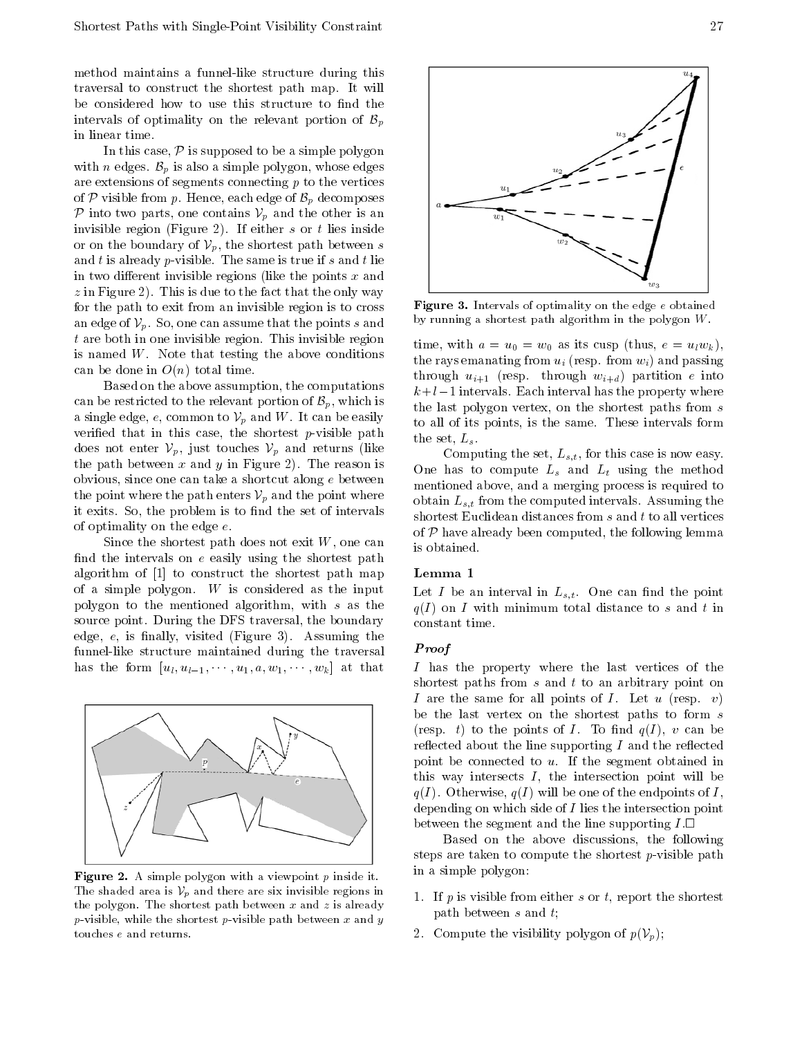method maintains a funnel-like structure during this traversal to construct the shortest path map. It will be considered how to use this structure to find the intervals of optimality on the relevant portion of $\mathcal{B}_p$ in linear time.

In this case, $\mathcal{P}$ is supposed to be a simple polygon with $n$ edges. $\mathcal{B}_p$ is also a simple polygon, whose edges are extensions of segments connecting $p$ to the vertices of $\mathcal{P}$ visible from $p$. Hence, each edge of $\mathcal{B}_p$ decomposes $\mathcal{P}$ into two parts, one contains $\mathcal{V}_p$ and the other is an invisible region (Figure 2). If either $s$ or $t$ lies inside or on the boundary of $\mathcal{V}_p$, the shortest path between $s$ and $t$ is already $p$-visible. The same is true if $s$ and $t$ lie in two different invisible regions (like the points $x$ and $z$ in Figure 2). This is due to the fact that the only way for the path to exit from an invisible region is to cross an edge of $\mathcal{V}_p$. So, one can assume that the points $s$ and $t$ are both in one invisible region. This invisible region is named $W$. Note that testing the above conditions can be done in $O(n)$ total time.

Based on the above assumption, the computations can be restricted to the relevant portion of $\mathcal{B}_p$, which is a single edge, $e$, common to $\mathcal{V}_p$ and $W$. It can be easily verified that in this case, the shortest $p$-visible path does not enter $\mathcal{V}_p$, just touches $\mathcal{V}_p$ and returns (like the path between $x$ and $y$ in Figure 2). The reason is obvious, since one can take a shortcut along $e$ between the point where the path enters $\mathcal{V}_p$ and the point where it exits. So, the problem is to find the set of intervals of optimality on the edge $e$.

Since the shortest path does not exit $W$, one can find the intervals on $e$ easily using the shortest path algorithm of [1] to construct the shortest path map of a simple polygon. $W$ is considered as the input polygon to the mentioned algorithm, with $s$ as the source point. During the DFS traversal, the boundary edge, $e$, is finally, visited (Figure 3). Assuming the funnel-like structure maintained during the traversal has the form $[u_l, u_{l-1}, \cdots, u_1, a, w_1, \cdots, w_k]$ at that time, with $a = u_0 = w_0$ as its cusp (thus, $e = u_l w_k$), the rays emanating from $u_i$ (resp. from $w_i$) and passing through $u_{i+1}$ (resp. through $w_{i+d}$) partition $e$ into $k+l-1$ intervals. Each interval has the property where the last polygon vertex, on the shortest paths from $s$ to all of its points, is the same. These intervals form the set, $L_s$.

**Figure 2.** A simple polygon with a viewpoint $p$ inside it. The shaded area is $\mathcal{V}_p$ and there are six invisible regions in the polygon. The shortest path between $x$ and $z$ is already $p$-visible, while the shortest $p$-visible path between $x$ and $y$ touches $e$ and returns.

**Figure 3.** Intervals of optimality on the edge $e$ obtained by running a shortest path algorithm in the polygon $W$.

Computing the set, $L_{s,t}$, for this case is now easy. One has to compute $L_s$ and $L_t$ using the method mentioned above, and a merging process is required to obtain $L_{s,t}$ from the computed intervals. Assuming the shortest Euclidean distances from $s$ and $t$ to all vertices of $\mathcal{P}$ have already been computed, the following lemma is obtained.

**Lemma 1**

Let $I$ be an interval in $L_{s,t}$. One can find the point $q(I)$ on $I$ with minimum total distance to $s$ and $t$ in constant time.

***Proof***

$I$ has the property where the last vertices of the shortest paths from $s$ and $t$ to an arbitrary point on $I$ are the same for all points of $I$. Let $u$ (resp. $v$) be the last vertex on the shortest paths to form $s$ (resp. $t$) to the points of $I$. To find $q(I)$, $v$ can be reflected about the line supporting $I$ and the reflected point be connected to $u$. If the segment obtained in this way intersects $I$, the intersection point will be $q(I)$. Otherwise, $q(I)$ will be one of the endpoints of $I$, depending on which side of $I$ lies the intersection point between the segment and the line supporting $I$.□

Based on the above discussions, the following steps are taken to compute the shortest $p$-visible path in a simple polygon:

1. If $p$ is visible from either $s$ or $t$, report the shortest path between $s$ and $t$;
2. Compute the visibility polygon of $p(\mathcal{V}_p)$;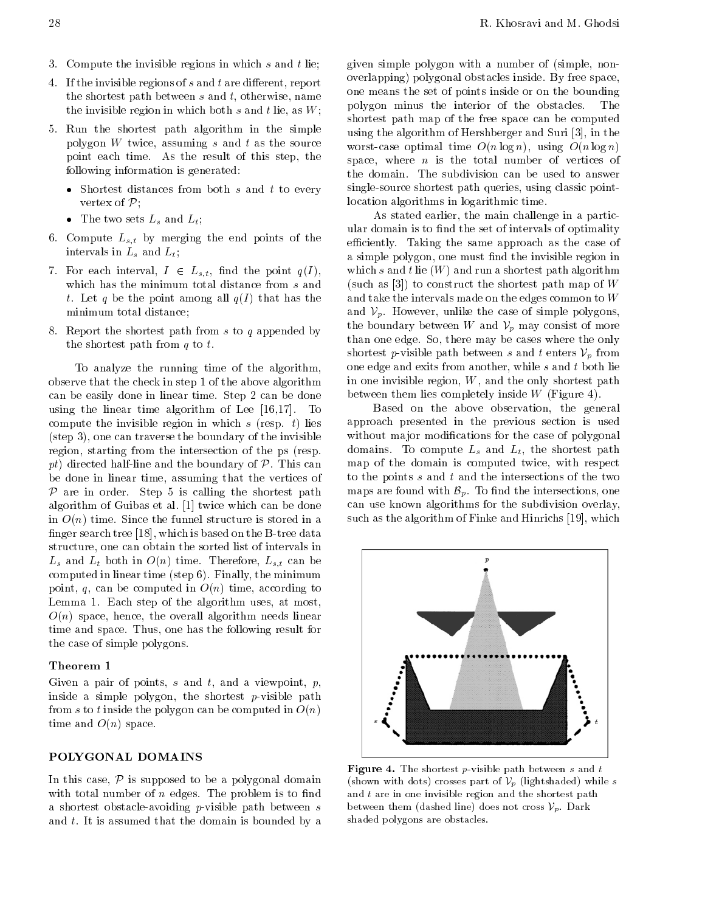3. Compute the invisible regions in which $s$ and $t$ lie;
4. If the invisible regions of $s$ and $t$ are different, report the shortest path between $s$ and $t$, otherwise, name the invisible region in which both $s$ and $t$ lie, as $W$;
5. Run the shortest path algorithm in the simple polygon $W$ twice, assuming $s$ and $t$ as the source point each time. As the result of this step, the following information is generated:
   - Shortest distances from both $s$ and $t$ to every vertex of $\mathcal{P}$;
   - The two sets $L_s$ and $L_t$;
6. Compute $L_{s,t}$ by merging the end points of the intervals in $L_s$ and $L_t$;
7. For each interval, $I \in L_{s,t}$, find the point $q(I)$, which has the minimum total distance from $s$ and $t$. Let $q$ be the point among all $q(I)$ that has the minimum total distance;
8. Report the shortest path from $s$ to $q$ appended by the shortest path from $q$ to $t$.

To analyze the running time of the algorithm, observe that the check in step 1 of the above algorithm can be easily done in linear time. Step 2 can be done using the linear time algorithm of Lee [16,17]. To compute the invisible region in which $s$ (resp. $t$) lies (step 3), one can traverse the boundary of the invisible region, starting from the intersection of the ps (resp. $pt$) directed half-line and the boundary of $\mathcal{P}$. This can be done in linear time, assuming that the vertices of $\mathcal{P}$ are in order. Step 5 is calling the shortest path algorithm of Guibas et al. [1] twice which can be done in $O(n)$ time. Since the funnel structure is stored in a finger search tree [18], which is based on the B-tree data structure, one can obtain the sorted list of intervals in $L_s$ and $L_t$ both in $O(n)$ time. Therefore, $L_{s,t}$ can be computed in linear time (step 6). Finally, the minimum point, $q$, can be computed in $O(n)$ time, according to Lemma 1. Each step of the algorithm uses, at most, $O(n)$ space, hence, the overall algorithm needs linear time and space. Thus, one has the following result for the case of simple polygons.

**Theorem 1**

Given a pair of points, $s$ and $t$, and a viewpoint, $p$, inside a simple polygon, the shortest $p$-visible path from $s$ to $t$ inside the polygon can be computed in $O(n)$ time and $O(n)$ space.

## POLYGONAL DOMAINS

In this case, $\mathcal{P}$ is supposed to be a polygonal domain with total number of $n$ edges. The problem is to find a shortest obstacle-avoiding $p$-visible path between $s$ and $t$. It is assumed that the domain is bounded by a given simple polygon with a number of (simple, non-overlapping) polygonal obstacles inside. By free space, one means the set of points inside or on the bounding polygon minus the interior of the obstacles. The shortest path map of the free space can be computed using the algorithm of Hershberger and Suri [3], in the worst-case optimal time $O(n \log n)$, using $O(n \log n)$ space, where $n$ is the total number of vertices of the domain. The subdivision can be used to answer single-source shortest path queries, using classic point-location algorithms in logarithmic time.

As stated earlier, the main challenge in a particular domain is to find the set of intervals of optimality efficiently. Taking the same approach as the case of a simple polygon, one must find the invisible region in which $s$ and $t$ lie ($W$) and run a shortest path algorithm (such as [3]) to construct the shortest path map of $W$ and take the intervals made on the edges common to $W$ and $\mathcal{V}_p$. However, unlike the case of simple polygons, the boundary between $W$ and $\mathcal{V}_p$ may consist of more than one edge. So, there may be cases where the only shortest $p$-visible path between $s$ and $t$ enters $\mathcal{V}_p$ from one edge and exits from another, while $s$ and $t$ both lie in one invisible region, $W$, and the only shortest path between them lies completely inside $W$ (Figure 4).

Based on the above observation, the general approach presented in the previous section is used without major modifications for the case of polygonal domains. To compute $L_s$ and $L_t$, the shortest path map of the domain is computed twice, with respect to the points $s$ and $t$ and the intersections of the two maps are found with $\mathcal{B}_p$. To find the intersections, one can use known algorithms for the subdivision overlay, such as the algorithm of Finke and Hinrichs [19], which

**Figure 4.** The shortest $p$-visible path between $s$ and $t$ (shown with dots) crosses part of $\mathcal{V}_p$ (lightshaded) while $s$ and $t$ are in one invisible region and the shortest path between them (dashed line) does not cross $\mathcal{V}_p$. Dark shaded polygons are obstacles.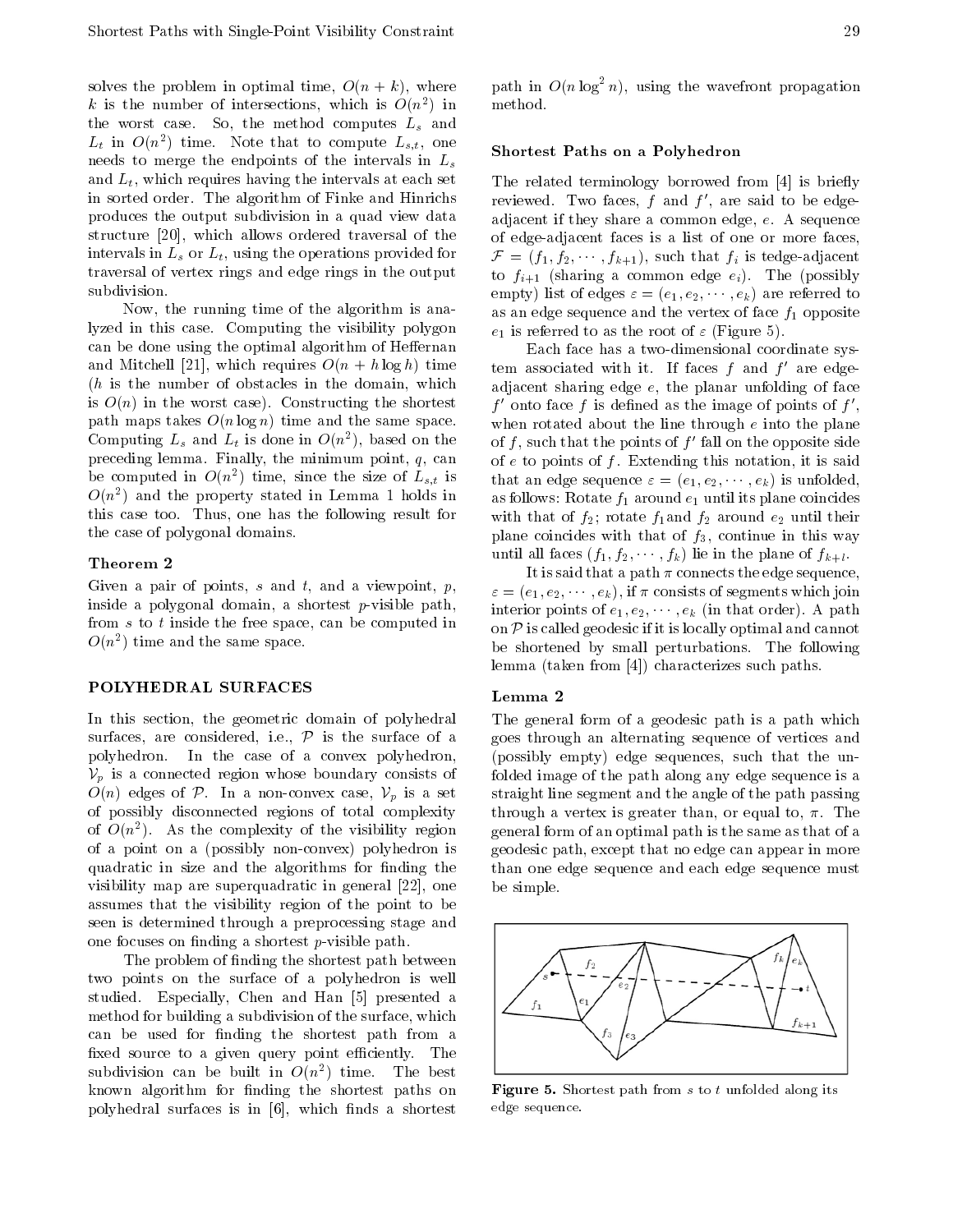solves the problem in optimal time, $O(n+k)$, where $k$ is the number of intersections, which is $O(n^2)$ in the worst case. So, the method computes $L_s$ and $L_t$ in $O(n^2)$ time. Note that to compute $L_{s,t}$, one needs to merge the endpoints of the intervals in $L_s$ and $L_t$, which requires having the intervals at each set in sorted order. The algorithm of Finke and Hinrichs produces the output subdivision in a quad view data structure [20], which allows ordered traversal of the intervals in $L_s$ or $L_t$, using the operations provided for traversal of vertex rings and edge rings in the output subdivision.

Now, the running time of the algorithm is analyzed in this case. Computing the visibility polygon can be done using the optimal algorithm of Heffernan and Mitchell [21], which requires $O(n + h \log h)$ time ($h$ is the number of obstacles in the domain, which is $O(n)$ in the worst case). Constructing the shortest path maps takes $O(n \log n)$ time and the same space. Computing $L_s$ and $L_t$ is done in $O(n^2)$, based on the preceding lemma. Finally, the minimum point, $q$, can be computed in $O(n^2)$ time, since the size of $L_{s,t}$ is $O(n^2)$ and the property stated in Lemma 1 holds in this case too. Thus, one has the following result for the case of polygonal domains.

### Theorem 2

Given a pair of points, $s$ and $t$, and a viewpoint, $p$, inside a polygonal domain, a shortest $p$-visible path, from $s$ to $t$ inside the free space, can be computed in $O(n^2)$ time and the same space.

## POLYHEDRAL SURFACES

In this section, the geometric domain of polyhedral surfaces, are considered, i.e., $\mathcal{P}$ is the surface of a polyhedron. In the case of a convex polyhedron, $\mathcal{V}_p$ is a connected region whose boundary consists of $O(n)$ edges of $\mathcal{P}$. In a non-convex case, $\mathcal{V}_p$ is a set of possibly disconnected regions of total complexity of $O(n^2)$. As the complexity of the visibility region of a point on a (possibly non-convex) polyhedron is quadratic in size and the algorithms for finding the visibility map are superquadratic in general [22], one assumes that the visibility region of the point to be seen is determined through a preprocessing stage and one focuses on finding a shortest $p$-visible path.

The problem of finding the shortest path between two points on the surface of a polyhedron is well studied. Especially, Chen and Han [5] presented a method for building a subdivision of the surface, which can be used for finding the shortest path from a fixed source to a given query point efficiently. The subdivision can be built in $O(n^2)$ time. The best known algorithm for finding the shortest paths on polyhedral surfaces is in [6], which finds a shortest path in $O(n \log^2 n)$, using the wavefront propagation method.

### Shortest Paths on a Polyhedron

The related terminology borrowed from [4] is briefly reviewed. Two faces, $f$ and $f'$, are said to be edge-adjacent if they share a common edge, $e$. A sequence of edge-adjacent faces is a list of one or more faces, $\mathcal{F} = (f_1, f_2, \cdots, f_{k+1})$, such that $f_i$ is tedge-adjacent to $f_{i+1}$ (sharing a common edge $e_i$). The (possibly empty) list of edges $\varepsilon = (e_1, e_2, \cdots, e_k)$ are referred to as an edge sequence and the vertex of face $f_1$ opposite $e_1$ is referred to as the root of $\varepsilon$ (Figure 5).

Each face has a two-dimensional coordinate system associated with it. If faces $f$ and $f'$ are edge-adjacent sharing edge $e$, the planar unfolding of face $f'$ onto face $f$ is defined as the image of points of $f'$, when rotated about the line through $e$ into the plane of $f$, such that the points of $f'$ fall on the opposite side of $e$ to points of $f$. Extending this notation, it is said that an edge sequence $\varepsilon = (e_1, e_2, \cdots, e_k)$ is unfolded, as follows: Rotate $f_1$ around $e_1$ until its plane coincides with that of $f_2$; rotate $f_1$ and $f_2$ around $e_2$ until their plane coincides with that of $f_3$, continue in this way until all faces $(f_1, f_2, \cdots, f_k)$ lie in the plane of $f_{k+l}$.

It is said that a path $\pi$ connects the edge sequence, $\varepsilon = (e_1, e_2, \cdots, e_k)$, if $\pi$ consists of segments which join interior points of $e_1, e_2, \cdots, e_k$ (in that order). A path on $\mathcal{P}$ is called geodesic if it is locally optimal and cannot be shortened by small perturbations. The following lemma (taken from [4]) characterizes such paths.

### Lemma 2

The general form of a geodesic path is a path which goes through an alternating sequence of vertices and (possibly empty) edge sequences, such that the unfolded image of the path along any edge sequence is a straight line segment and the angle of the path passing through a vertex is greater than, or equal to, $\pi$. The general form of an optimal path is the same as that of a geodesic path, except that no edge can appear in more than one edge sequence and each edge sequence must be simple.

**Figure 5.** Shortest path from $s$ to $t$ unfolded along its edge sequence.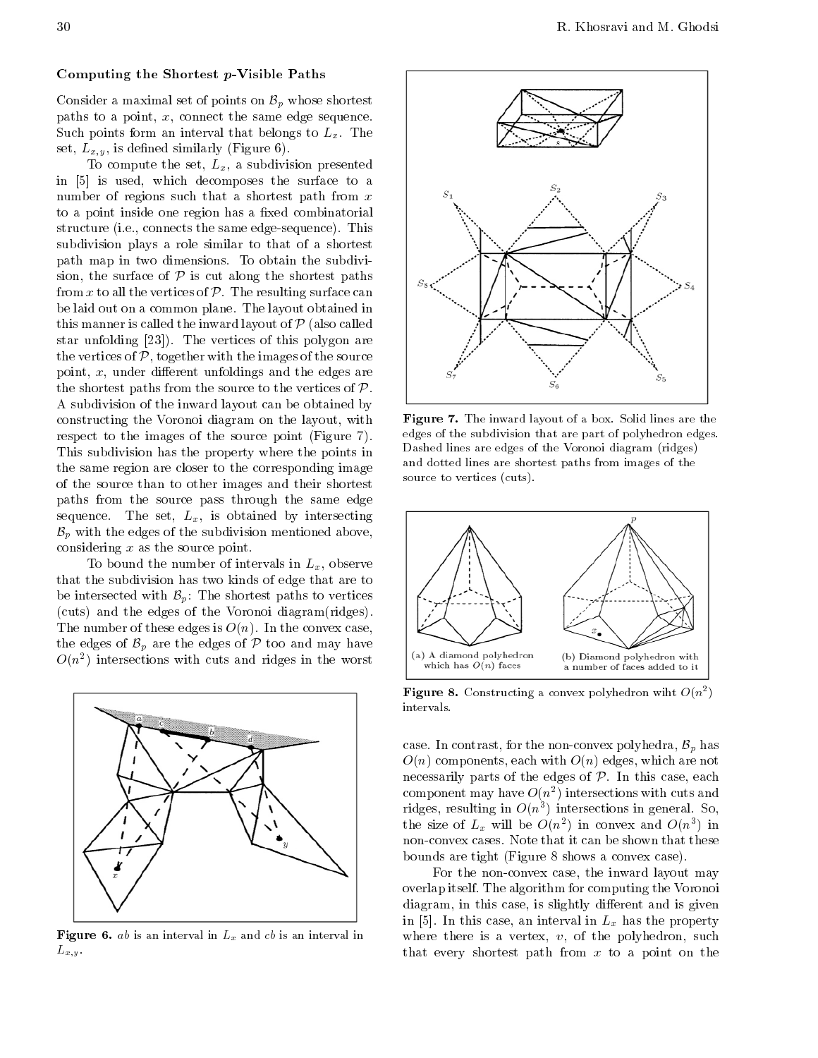### Computing the Shortest $p$-Visible Paths

Consider a maximal set of points on $\mathcal{B}_p$ whose shortest paths to a point, $x$, connect the same edge sequence. Such points form an interval that belongs to $L_x$. The set, $L_{x,y}$, is defined similarly (Figure 6).

To compute the set, $L_x$, a subdivision presented in [5] is used, which decomposes the surface to a number of regions such that a shortest path from $x$ to a point inside one region has a fixed combinatorial structure (i.e., connects the same edge-sequence). This subdivision plays a role similar to that of a shortest path map in two dimensions. To obtain the subdivision, the surface of $\mathcal{P}$ is cut along the shortest paths from $x$ to all the vertices of $\mathcal{P}$. The resulting surface can be laid out on a common plane. The layout obtained in this manner is called the inward layout of $\mathcal{P}$ (also called star unfolding [23]). The vertices of this polygon are the vertices of $\mathcal{P}$, together with the images of the source point, $x$, under different unfoldings and the edges are the shortest paths from the source to the vertices of $\mathcal{P}$. A subdivision of the inward layout can be obtained by constructing the Voronoi diagram on the layout, with respect to the images of the source point (Figure 7). This subdivision has the property where the points in the same region are closer to the corresponding image of the source than to other images and their shortest paths from the source pass through the same edge sequence. The set, $L_x$, is obtained by intersecting $\mathcal{B}_p$ with the edges of the subdivision mentioned above, considering $x$ as the source point.

To bound the number of intervals in $L_x$, observe that the subdivision has two kinds of edge that are to be intersected with $\mathcal{B}_p$: The shortest paths to vertices (cuts) and the edges of the Voronoi diagram(ridges). The number of these edges is $O(n)$. In the convex case, the edges of $\mathcal{B}_p$ are the edges of $\mathcal{P}$ too and may have $O(n^2)$ intersections with cuts and ridges in the worst case. In contrast, for the non-convex polyhedra, $\mathcal{B}_p$ has $O(n)$ components, each with $O(n)$ edges, which are not necessarily parts of the edges of $\mathcal{P}$. In this case, each component may have $O(n^2)$ intersections with cuts and ridges, resulting in $O(n^3)$ intersections in general. So, the size of $L_x$ will be $O(n^2)$ in convex and $O(n^3)$ in non-convex cases. Note that it can be shown that these bounds are tight (Figure 8 shows a convex case).

For the non-convex case, the inward layout may overlap itself. The algorithm for computing the Voronoi diagram, in this case, is slightly different and is given in [5]. In this case, an interval in $L_x$ has the property where there is a vertex, $v$, of the polyhedron, such that every shortest path from $x$ to a point on the

**Figure 6.** $ab$ is an interval in $L_x$ and $cb$ is an interval in $L_{x,y}$.

**Figure 7.** The inward layout of a box. Solid lines are the edges of the subdivision that are part of polyhedron edges. Dashed lines are edges of the Voronoi diagram (ridges) and dotted lines are shortest paths from images of the source to vertices (cuts).

(a) A diamond polyhedron which has $O(n)$ faces

(b) Diamond polyhedron with a number of faces added to it

**Figure 8.** Constructing a convex polyhedron wiht $O(n^2)$ intervals.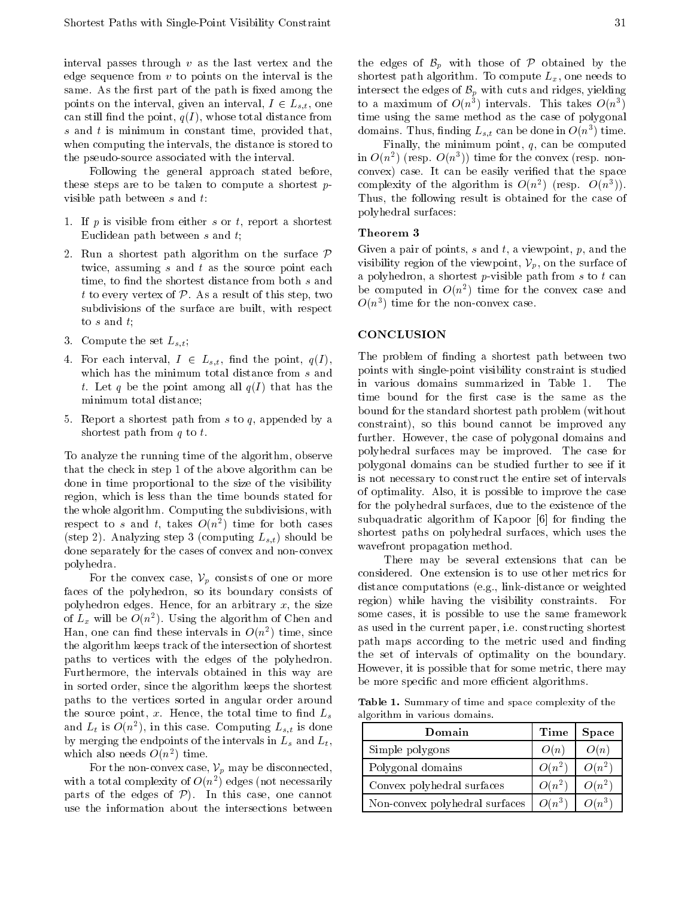interval passes through $v$ as the last vertex and the edge sequence from $v$ to points on the interval is the same. As the first part of the path is fixed among the points on the interval, given an interval, $I \in L_{s,t}$, one can still find the point, $q(I)$, whose total distance from $s$ and $t$ is minimum in constant time, provided that, when computing the intervals, the distance is stored to the pseudo-source associated with the interval.

Following the general approach stated before, these steps are to be taken to compute a shortest $p$-visible path between $s$ and $t$:

1. If $p$ is visible from either $s$ or $t$, report a shortest Euclidean path between $s$ and $t$;
2. Run a shortest path algorithm on the surface $\mathcal{P}$ twice, assuming $s$ and $t$ as the source point each time, to find the shortest distance from both $s$ and $t$ to every vertex of $\mathcal{P}$. As a result of this step, two subdivisions of the surface are built, with respect to $s$ and $t$;
3. Compute the set $L_{s,t}$;
4. For each interval, $I \in L_{s,t}$, find the point, $q(I)$, which has the minimum total distance from $s$ and $t$. Let $q$ be the point among all $q(I)$ that has the minimum total distance;
5. Report a shortest path from $s$ to $q$, appended by a shortest path from $q$ to $t$.

To analyze the running time of the algorithm, observe that the check in step 1 of the above algorithm can be done in time proportional to the size of the visibility region, which is less than the time bounds stated for the whole algorithm. Computing the subdivisions, with respect to $s$ and $t$, takes $O(n^2)$ time for both cases (step 2). Analyzing step 3 (computing $L_{s,t}$) should be done separately for the cases of convex and non-convex polyhedra.

For the convex case, $\mathcal{V}_p$ consists of one or more faces of the polyhedron, so its boundary consists of polyhedron edges. Hence, for an arbitrary $x$, the size of $L_x$ will be $O(n^2)$. Using the algorithm of Chen and Han, one can find these intervals in $O(n^2)$ time, since the algorithm keeps track of the intersection of shortest paths to vertices with the edges of the polyhedron. Furthermore, the intervals obtained in this way are in sorted order, since the algorithm keeps the shortest paths to the vertices sorted in angular order around the source point, $x$. Hence, the total time to find $L_s$ and $L_t$ is $O(n^2)$, in this case. Computing $L_{s,t}$ is done by merging the endpoints of the intervals in $L_s$ and $L_t$, which also needs $O(n^2)$ time.

For the non-convex case, $\mathcal{V}_p$ may be disconnected, with a total complexity of $O(n^2)$ edges (not necessarily parts of the edges of $\mathcal{P}$). In this case, one cannot use the information about the intersections between the edges of $\mathcal{B}_p$ with those of $\mathcal{P}$ obtained by the shortest path algorithm. To compute $L_x$, one needs to intersect the edges of $\mathcal{B}_p$ with cuts and ridges, yielding to a maximum of $O(n^3)$ intervals. This takes $O(n^3)$ time using the same method as the case of polygonal domains. Thus, finding $L_{s,t}$ can be done in $O(n^3)$ time.

Finally, the minimum point, $q$, can be computed in $O(n^2)$ (resp. $O(n^3)$) time for the convex (resp. non-convex) case. It can be easily verified that the space complexity of the algorithm is $O(n^2)$ (resp. $O(n^3)$). Thus, the following result is obtained for the case of polyhedral surfaces:

### Theorem 3

Given a pair of points, $s$ and $t$, a viewpoint, $p$, and the visibility region of the viewpoint, $\mathcal{V}_p$, on the surface of a polyhedron, a shortest $p$-visible path from $s$ to $t$ can be computed in $O(n^2)$ time for the convex case and $O(n^3)$ time for the non-convex case.

## CONCLUSION

The problem of finding a shortest path between two points with single-point visibility constraint is studied in various domains summarized in Table 1. The time bound for the first case is the same as the bound for the standard shortest path problem (without constraint), so this bound cannot be improved any further. However, the case of polygonal domains and polyhedral surfaces may be improved. The case for polygonal domains can be studied further to see if it is not necessary to construct the entire set of intervals of optimality. Also, it is possible to improve the case for the polyhedral surfaces, due to the existence of the subquadratic algorithm of Kapoor [6] for finding the shortest paths on polyhedral surfaces, which uses the wavefront propagation method.

There may be several extensions that can be considered. One extension is to use other metrics for distance computations (e.g., link-distance or weighted region) while having the visibility constraints. For some cases, it is possible to use the same framework as used in the current paper, i.e. constructing shortest path maps according to the metric used and finding the set of intervals of optimality on the boundary. However, it is possible that for some metric, there may be more specific and more efficient algorithms.

**Table 1.** Summary of time and space complexity of the algorithm in various domains.

| Domain | Time | Space |
|---|---|---|
| Simple polygons | $O(n)$ | $O(n)$ |
| Polygonal domains | $O(n^2)$ | $O(n^2)$ |
| Convex polyhedral surfaces | $O(n^2)$ | $O(n^2)$ |
| Non-convex polyhedral surfaces | $O(n^3)$ | $O(n^3)$ |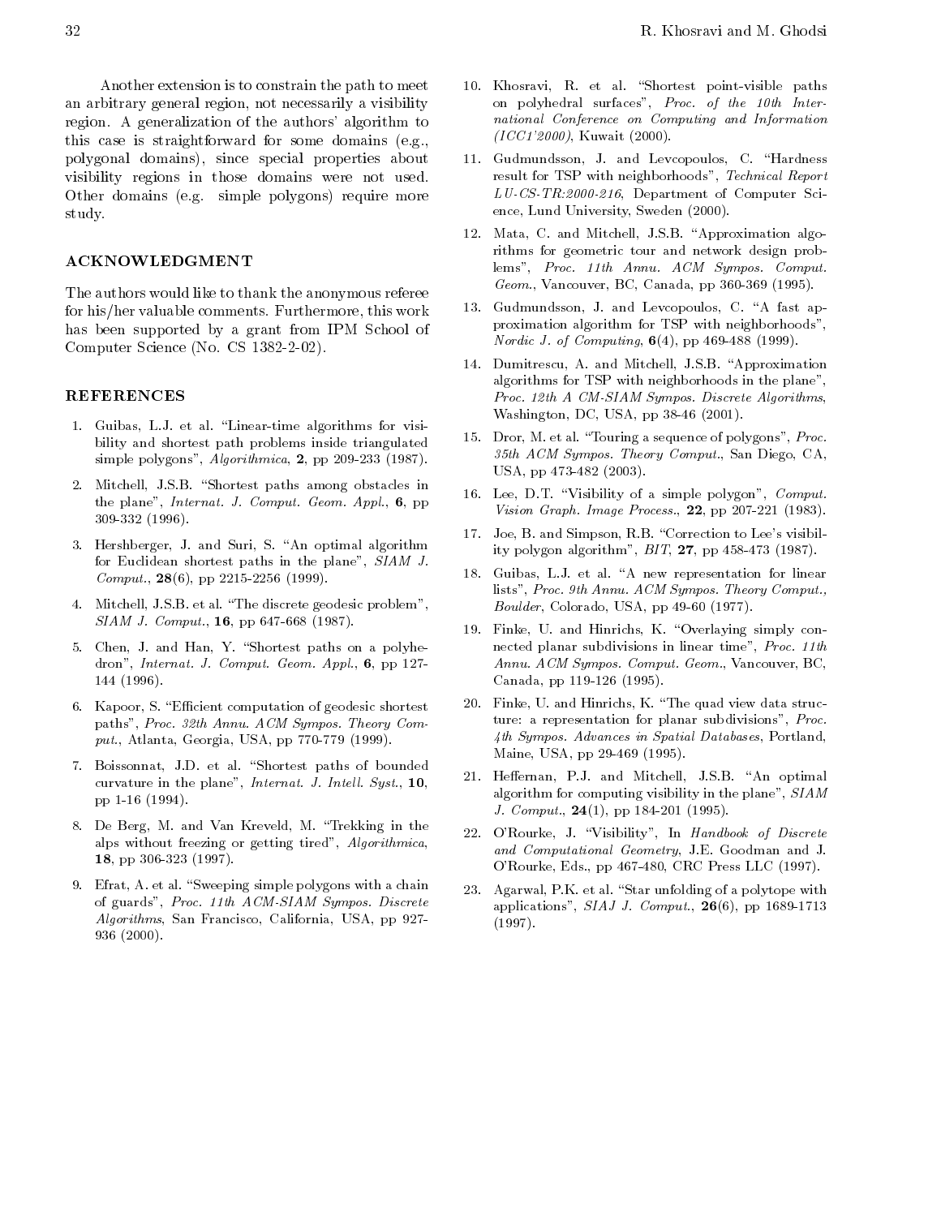Another extension is to constrain the path to meet an arbitrary general region, not necessarily a visibility region. A generalization of the authors' algorithm to this case is straightforward for some domains (e.g., polygonal domains), since special properties about visibility regions in those domains were not used. Other domains (e.g. simple polygons) require more study.

## ACKNOWLEDGMENT

The authors would like to thank the anonymous referee for his/her valuable comments. Furthermore, this work has been supported by a grant from IPM School of Computer Science (No. CS 1382-2-02).

## REFERENCES

1. Guibas, L.J. et al. "Linear-time algorithms for visibility and shortest path problems inside triangulated simple polygons", *Algorithmica*, **2**, pp 209-233 (1987).
2. Mitchell, J.S.B. "Shortest paths among obstacles in the plane", *Internat. J. Comput. Geom. Appl.*, **6**, pp 309-332 (1996).
3. Hershberger, J. and Suri, S. "An optimal algorithm for Euclidean shortest paths in the plane", *SIAM J. Comput.*, **28**(6), pp 2215-2256 (1999).
4. Mitchell, J.S.B. et al. "The discrete geodesic problem", *SIAM J. Comput.*, **16**, pp 647-668 (1987).
5. Chen, J. and Han, Y. "Shortest paths on a polyhedron", *Internat. J. Comput. Geom. Appl.*, **6**, pp 127-144 (1996).
6. Kapoor, S. "Efficient computation of geodesic shortest paths", *Proc. 32th Annu. ACM Sympos. Theory Comput.*, Atlanta, Georgia, USA, pp 770-779 (1999).
7. Boissonnat, J.D. et al. "Shortest paths of bounded curvature in the plane", *Internat. J. Intell. Syst.*, **10**, pp 1-16 (1994).
8. De Berg, M. and Van Kreveld, M. "Trekking in the alps without freezing or getting tired", *Algorithmica*, **18**, pp 306-323 (1997).
9. Efrat, A. et al. "Sweeping simple polygons with a chain of guards", *Proc. 11th ACM-SIAM Sympos. Discrete Algorithms*, San Francisco, California, USA, pp 927-936 (2000).
10. Khosravi, R. et al. "Shortest point-visible paths on polyhedral surfaces", *Proc. of the 10th International Conference on Computing and Information (ICC1'2000)*, Kuwait (2000).
11. Gudmundsson, J. and Levcopoulos, C. "Hardness result for TSP with neighborhoods", *Technical Report LU-CS-TR:2000-216*, Department of Computer Science, Lund University, Sweden (2000).
12. Mata, C. and Mitchell, J.S.B. "Approximation algorithms for geometric tour and network design problems", *Proc. 11th Annu. ACM Sympos. Comput. Geom.*, Vancouver, BC, Canada, pp 360-369 (1995).
13. Gudmundsson, J. and Levcopoulos, C. "A fast approximation algorithm for TSP with neighborhoods", *Nordic J. of Computing*, **6**(4), pp 469-488 (1999).
14. Dumitrescu, A. and Mitchell, J.S.B. "Approximation algorithms for TSP with neighborhoods in the plane", *Proc. 12th A CM-SIAM Sympos. Discrete Algorithms*, Washington, DC, USA, pp 38-46 (2001).
15. Dror, M. et al. "Touring a sequence of polygons", *Proc. 35th ACM Sympos. Theory Comput.*, San Diego, CA, USA, pp 473-482 (2003).
16. Lee, D.T. "Visibility of a simple polygon", *Comput. Vision Graph. Image Process.*, **22**, pp 207-221 (1983).
17. Joe, B. and Simpson, R.B. "Correction to Lee's visibility polygon algorithm", *BIT*, **27**, pp 458-473 (1987).
18. Guibas, L.J. et al. "A new representation for linear lists", *Proc. 9th Annu. ACM Sympos. Theory Comput., Boulder*, Colorado, USA, pp 49-60 (1977).
19. Finke, U. and Hinrichs, K. "Overlaying simply connected planar subdivisions in linear time", *Proc. 11th Annu. ACM Sympos. Comput. Geom.*, Vancouver, BC, Canada, pp 119-126 (1995).
20. Finke, U. and Hinrichs, K. "The quad view data structure: a representation for planar subdivisions", *Proc. 4th Sympos. Advances in Spatial Databases*, Portland, Maine, USA, pp 29-469 (1995).
21. Heffernan, P.J. and Mitchell, J.S.B. "An optimal algorithm for computing visibility in the plane", *SIAM J. Comput.*, **24**(1), pp 184-201 (1995).
22. O'Rourke, J. "Visibility", In *Handbook of Discrete and Computational Geometry*, J.E. Goodman and J. O'Rourke, Eds., pp 467-480, CRC Press LLC (1997).
23. Agarwal, P.K. et al. "Star unfolding of a polytope with applications", *SIAJ J. Comput.*, **26**(6), pp 1689-1713 (1997).